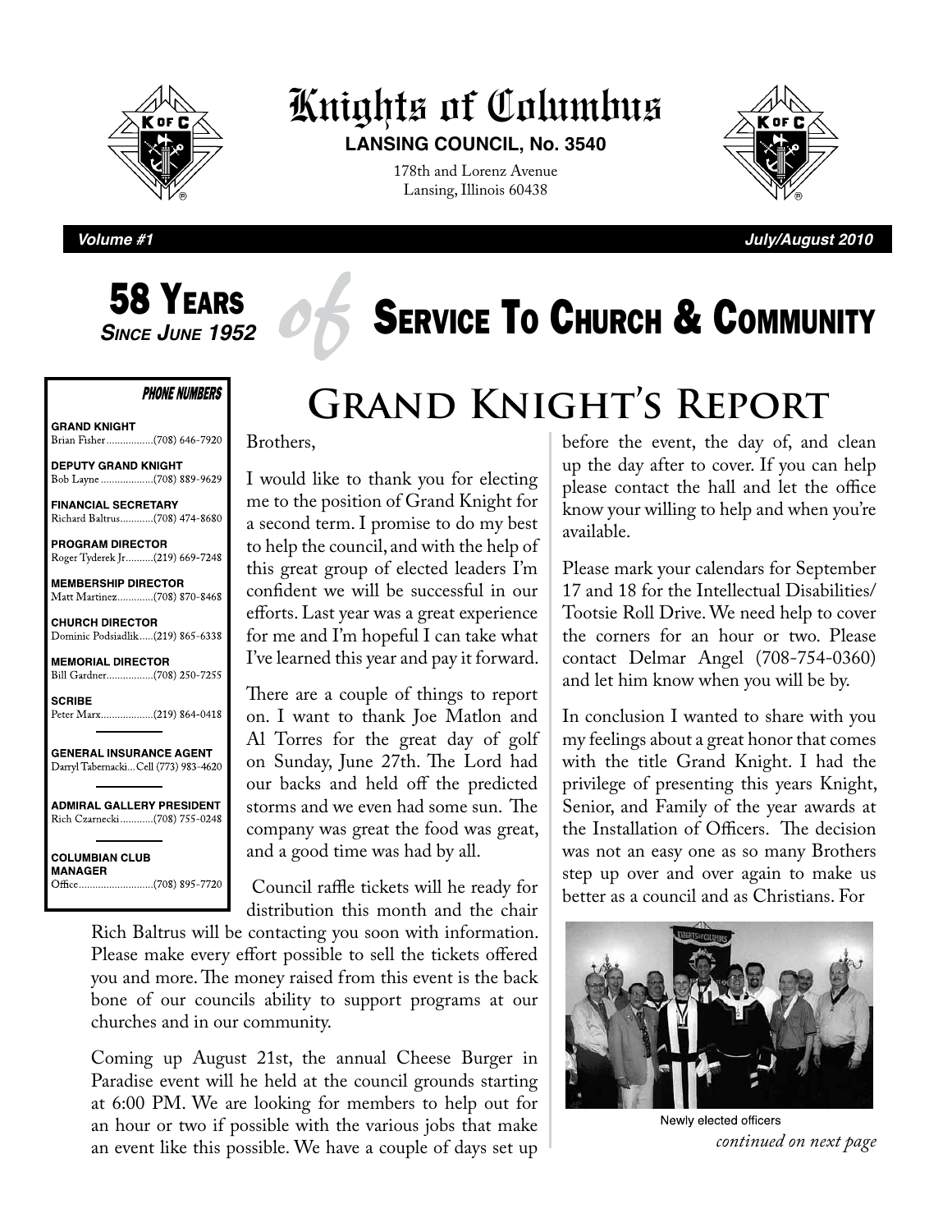# Knights of Columbus

**LANSING COUNCIL, No. 3540**

178th and Lorenz Avenue
Lansing, Illinois 60438

***Volume #1*** ***July/August 2010***

## 58 YEARS *SINCE JUNE 1952* of SERVICE TO CHURCH & COMMUNITY

**PHONE NUMBERS**

**GRAND KNIGHT**
Brian Fisher.................(708) 646-7920

**DEPUTY GRAND KNIGHT**
Bob Layne...................(708) 889-9629

**FINANCIAL SECRETARY**
Richard Baltrus............(708) 474-8680

**PROGRAM DIRECTOR**
Roger Tyderek Jr..........(219) 669-7248

**MEMBERSHIP DIRECTOR**
Matt Martinez.............(708) 870-8468

**CHURCH DIRECTOR**
Dominic Podsiadlik.....(219) 865-6338

**MEMORIAL DIRECTOR**
Bill Gardner.................(708) 250-7255

**SCRIBE**
Peter Marx...................(219) 864-0418

**GENERAL INSURANCE AGENT**
Darryl Tabernacki...Cell (773) 983-4620

**ADMIRAL GALLERY PRESIDENT**
Rich Czarnecki............(708) 755-0248

**COLUMBIAN CLUB MANAGER**
Office...........................(708) 895-7720

# Grand Knight's Report

Brothers,

I would like to thank you for electing me to the position of Grand Knight for a second term. I promise to do my best to help the council, and with the help of this great group of elected leaders I'm confident we will be successful in our efforts. Last year was a great experience for me and I'm hopeful I can take what I've learned this year and pay it forward.

There are a couple of things to report on. I want to thank Joe Matlon and Al Torres for the great day of golf on Sunday, June 27th. The Lord had our backs and held off the predicted storms and we even had some sun. The company was great the food was great, and a good time was had by all.

Council raffle tickets will he ready for distribution this month and the chair Rich Baltrus will be contacting you soon with information. Please make every effort possible to sell the tickets offered you and more. The money raised from this event is the back bone of our councils ability to support programs at our churches and in our community.

Coming up August 21st, the annual Cheese Burger in Paradise event will he held at the council grounds starting at 6:00 PM. We are looking for members to help out for an hour or two if possible with the various jobs that make an event like this possible. We have a couple of days set up before the event, the day of, and clean up the day after to cover. If you can help please contact the hall and let the office know your willing to help and when you're available.

Please mark your calendars for September 17 and 18 for the Intellectual Disabilities/ Tootsie Roll Drive. We need help to cover the corners for an hour or two. Please contact Delmar Angel (708-754-0360) and let him know when you will be by.

In conclusion I wanted to share with you my feelings about a great honor that comes with the title Grand Knight. I had the privilege of presenting this years Knight, Senior, and Family of the year awards at the Installation of Officers. The decision was not an easy one as so many Brothers step up over and over again to make us better as a council and as Christians. For

Newly elected officers

*continued on next page*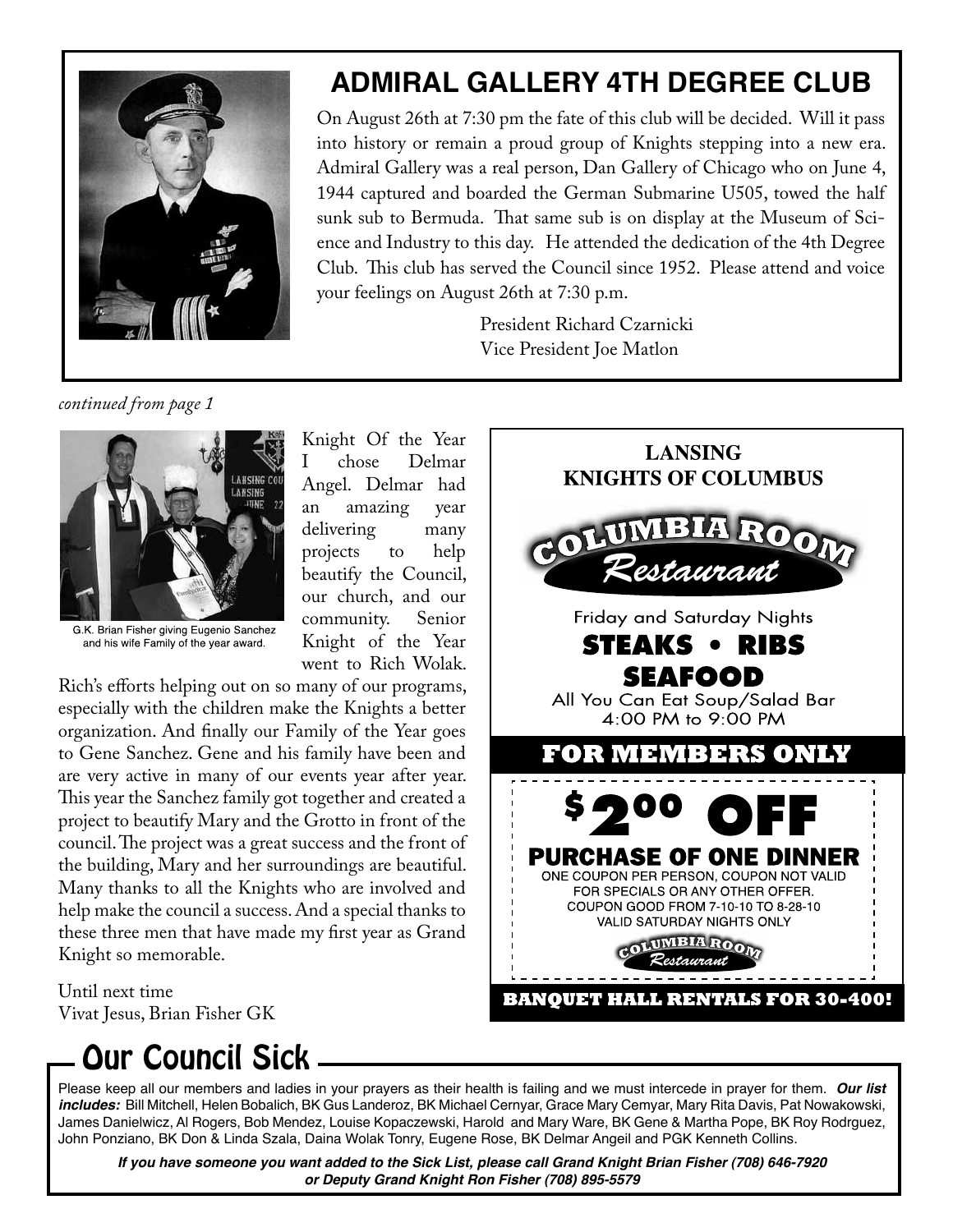## ADMIRAL GALLERY 4TH DEGREE CLUB

On August 26th at 7:30 pm the fate of this club will be decided. Will it pass into history or remain a proud group of Knights stepping into a new era. Admiral Gallery was a real person, Dan Gallery of Chicago who on June 4, 1944 captured and boarded the German Submarine U505, towed the half sunk sub to Bermuda. That same sub is on display at the Museum of Science and Industry to this day. He attended the dedication of the 4th Degree Club. This club has served the Council since 1952. Please attend and voice your feelings on August 26th at 7:30 p.m.

President Richard Czarnicki
Vice President Joe Matlon

*continued from page 1*

G.K. Brian Fisher giving Eugenio Sanchez and his wife Family of the year award.

Knight Of the Year I chose Delmar Angel. Delmar had an amazing year delivering many projects to help beautify the Council, our church, and our community. Senior Knight of the Year went to Rich Wolak. Rich's efforts helping out on so many of our programs, especially with the children make the Knights a better organization. And finally our Family of the Year goes to Gene Sanchez. Gene and his family have been and are very active in many of our events year after year. This year the Sanchez family got together and created a project to beautify Mary and the Grotto in front of the council. The project was a great success and the front of the building, Mary and her surroundings are beautiful. Many thanks to all the Knights who are involved and help make the council a success. And a special thanks to these three men that have made my first year as Grand Knight so memorable.

Until next time
Vivat Jesus, Brian Fisher GK

**LANSING KNIGHTS OF COLUMBUS**

**COLUMBIA ROOM Restaurant**

Friday and Saturday Nights

**STEAKS • RIBS SEAFOOD**

All You Can Eat Soup/Salad Bar
4:00 PM to 9:00 PM

**FOR MEMBERS ONLY**

**$2.00 OFF**

**PURCHASE OF ONE DINNER**

ONE COUPON PER PERSON, COUPON NOT VALID FOR SPECIALS OR ANY OTHER OFFER.
COUPON GOOD FROM 7-10-10 TO 8-28-10
VALID SATURDAY NIGHTS ONLY

COLUMBIA ROOM Restaurant

**BANQUET HALL RENTALS FOR 30-400!**

## Our Council Sick

Please keep all our members and ladies in your prayers as their health is failing and we must intercede in prayer for them. ***Our list includes:*** Bill Mitchell, Helen Bobalich, BK Gus Landeroz, BK Michael Cernyar, Grace Mary Cemyar, Mary Rita Davis, Pat Nowakowski, James Danielwicz, Al Rogers, Bob Mendez, Louise Kopaczewski, Harold and Mary Ware, BK Gene & Martha Pope, BK Roy Rodrguez, John Ponziano, BK Don & Linda Szala, Daina Wolak Tonry, Eugene Rose, BK Delmar Angeil and PGK Kenneth Collins.

***If you have someone you want added to the Sick List, please call Grand Knight Brian Fisher (708) 646-7920 or Deputy Grand Knight Ron Fisher (708) 895-5579***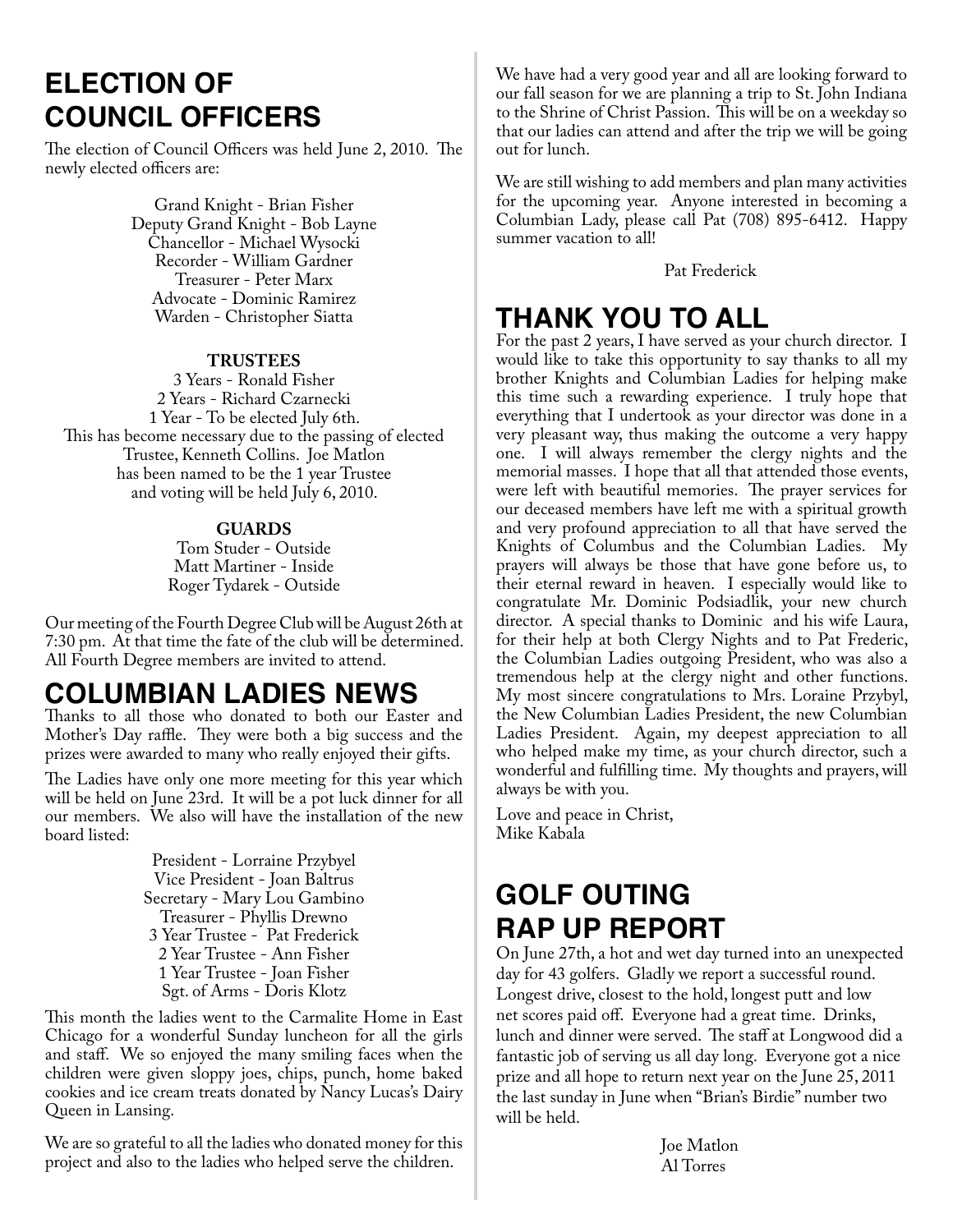## ELECTION OF COUNCIL OFFICERS

The election of Council Officers was held June 2, 2010. The newly elected officers are:

Grand Knight - Brian Fisher
Deputy Grand Knight - Bob Layne
Chancellor - Michael Wysocki
Recorder - William Gardner
Treasurer - Peter Marx
Advocate - Dominic Ramirez
Warden - Christopher Siatta

**TRUSTEES**

3 Years - Ronald Fisher
2 Years - Richard Czarnecki
1 Year - To be elected July 6th.
This has become necessary due to the passing of elected Trustee, Kenneth Collins. Joe Matlon has been named to be the 1 year Trustee and voting will be held July 6, 2010.

**GUARDS**

Tom Studer - Outside
Matt Martiner - Inside
Roger Tydarek - Outside

Our meeting of the Fourth Degree Club will be August 26th at 7:30 pm. At that time the fate of the club will be determined. All Fourth Degree members are invited to attend.

## COLUMBIAN LADIES NEWS

Thanks to all those who donated to both our Easter and Mother's Day raffle. They were both a big success and the prizes were awarded to many who really enjoyed their gifts.

The Ladies have only one more meeting for this year which will be held on June 23rd. It will be a pot luck dinner for all our members. We also will have the installation of the new board listed:

President - Lorraine Przybyel
Vice President - Joan Baltrus
Secretary - Mary Lou Gambino
Treasurer - Phyllis Drewno
3 Year Trustee - Pat Frederick
2 Year Trustee - Ann Fisher
1 Year Trustee - Joan Fisher
Sgt. of Arms - Doris Klotz

This month the ladies went to the Carmalite Home in East Chicago for a wonderful Sunday luncheon for all the girls and staff. We so enjoyed the many smiling faces when the children were given sloppy joes, chips, punch, home baked cookies and ice cream treats donated by Nancy Lucas's Dairy Queen in Lansing.

We are so grateful to all the ladies who donated money for this project and also to the ladies who helped serve the children.

We have had a very good year and all are looking forward to our fall season for we are planning a trip to St. John Indiana to the Shrine of Christ Passion. This will be on a weekday so that our ladies can attend and after the trip we will be going out for lunch.

We are still wishing to add members and plan many activities for the upcoming year. Anyone interested in becoming a Columbian Lady, please call Pat (708) 895-6412. Happy summer vacation to all!

Pat Frederick

## THANK YOU TO ALL

For the past 2 years, I have served as your church director. I would like to take this opportunity to say thanks to all my brother Knights and Columbian Ladies for helping make this time such a rewarding experience. I truly hope that everything that I undertook as your director was done in a very pleasant way, thus making the outcome a very happy one. I will always remember the clergy nights and the memorial masses. I hope that all that attended those events, were left with beautiful memories. The prayer services for our deceased members have left me with a spiritual growth and very profound appreciation to all that have served the Knights of Columbus and the Columbian Ladies. My prayers will always be those that have gone before us, to their eternal reward in heaven. I especially would like to congratulate Mr. Dominic Podsiadlik, your new church director. A special thanks to Dominic and his wife Laura, for their help at both Clergy Nights and to Pat Frederic, the Columbian Ladies outgoing President, who was also a tremendous help at the clergy night and other functions. My most sincere congratulations to Mrs. Loraine Przybyl, the New Columbian Ladies President, the new Columbian Ladies President. Again, my deepest appreciation to all who helped make my time, as your church director, such a wonderful and fulfilling time. My thoughts and prayers, will always be with you.

Love and peace in Christ,
Mike Kabala

## GOLF OUTING RAP UP REPORT

On June 27th, a hot and wet day turned into an unexpected day for 43 golfers. Gladly we report a successful round. Longest drive, closest to the hold, longest putt and low net scores paid off. Everyone had a great time. Drinks, lunch and dinner were served. The staff at Longwood did a fantastic job of serving us all day long. Everyone got a nice prize and all hope to return next year on the June 25, 2011 the last sunday in June when "Brian's Birdie" number two will be held.

Joe Matlon
Al Torres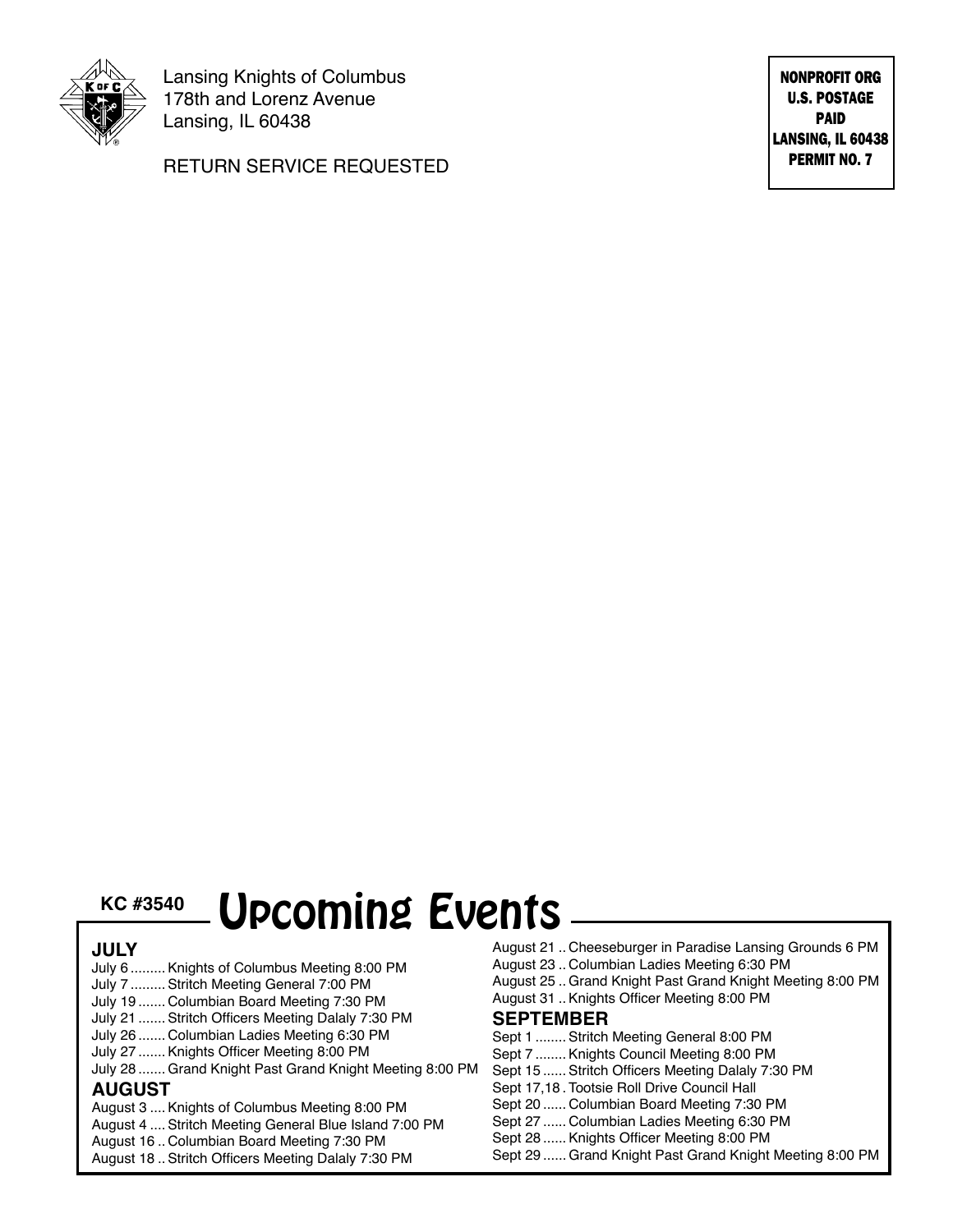Lansing Knights of Columbus
178th and Lorenz Avenue
Lansing, IL 60438

RETURN SERVICE REQUESTED

**NONPROFIT ORG**
**U.S. POSTAGE**
**PAID**
**LANSING, IL 60438**
**PERMIT NO. 7**

**KC #3540**

# Upcoming Events

### JULY

July 6 ......... Knights of Columbus Meeting 8:00 PM
July 7 ......... Stritch Meeting General 7:00 PM
July 19 ....... Columbian Board Meeting 7:30 PM
July 21 ....... Stritch Officers Meeting Dalaly 7:30 PM
July 26 ....... Columbian Ladies Meeting 6:30 PM
July 27 ....... Knights Officer Meeting 8:00 PM
July 28 ....... Grand Knight Past Grand Knight Meeting 8:00 PM

### AUGUST

August 3 .... Knights of Columbus Meeting 8:00 PM
August 4 .... Stritch Meeting General Blue Island 7:00 PM
August 16 .. Columbian Board Meeting 7:30 PM
August 18 .. Stritch Officers Meeting Dalaly 7:30 PM
August 21 .. Cheeseburger in Paradise Lansing Grounds 6 PM
August 23 .. Columbian Ladies Meeting 6:30 PM
August 25 .. Grand Knight Past Grand Knight Meeting 8:00 PM
August 31 .. Knights Officer Meeting 8:00 PM

### SEPTEMBER

Sept 1 ........ Stritch Meeting General 8:00 PM
Sept 7 ........ Knights Council Meeting 8:00 PM
Sept 15 ...... Stritch Officers Meeting Dalaly 7:30 PM
Sept 17,18 . Tootsie Roll Drive Council Hall
Sept 20 ...... Columbian Board Meeting 7:30 PM
Sept 27 ...... Columbian Ladies Meeting 6:30 PM
Sept 28 ...... Knights Officer Meeting 8:00 PM
Sept 29 ...... Grand Knight Past Grand Knight Meeting 8:00 PM